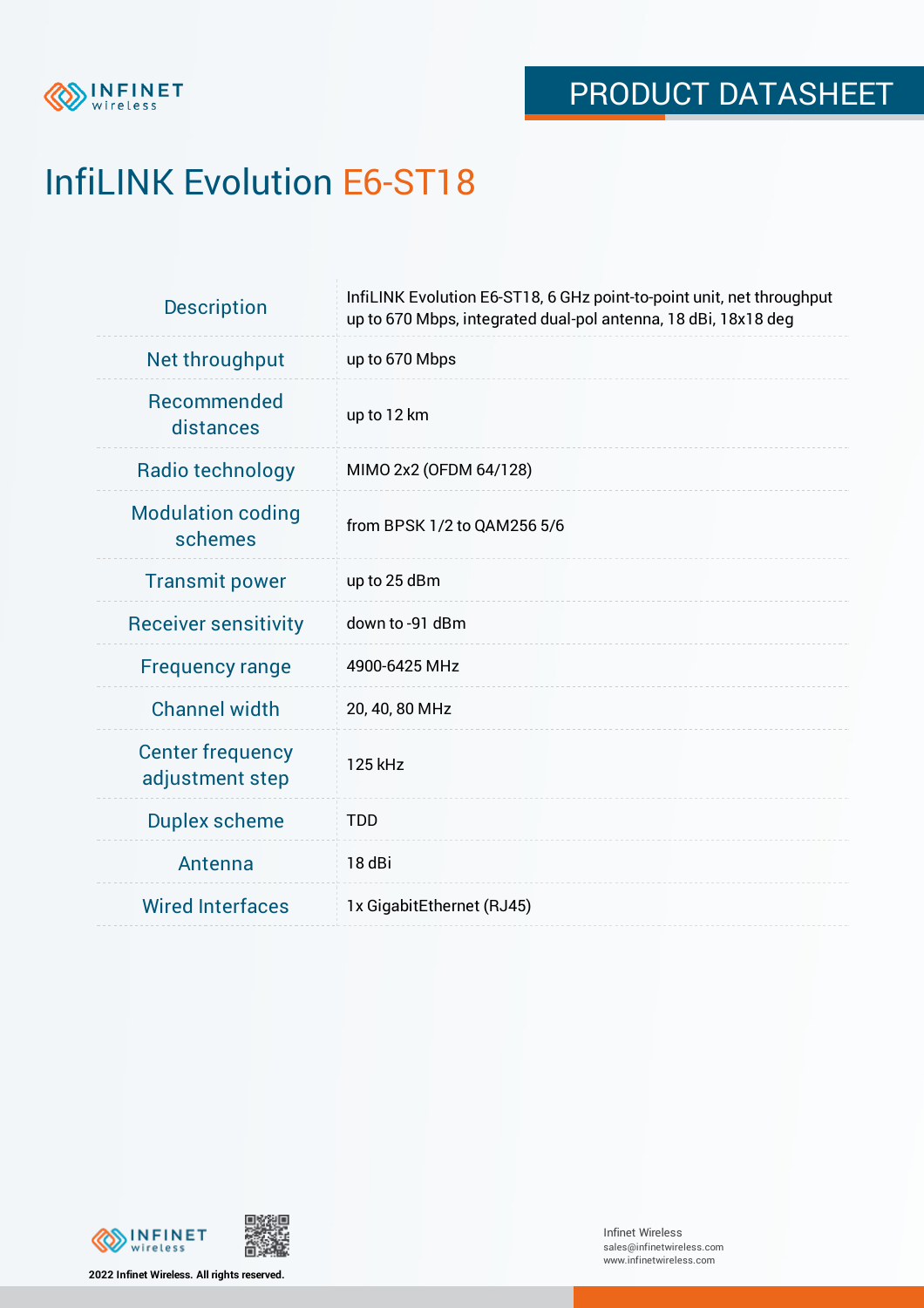PRODUCT DATASHEET

# InfiLINK Evolution E6-ST18

| | |
|---|---|
| Description | InfiLINK Evolution E6-ST18, 6 GHz point-to-point unit, net throughput up to 670 Mbps, integrated dual-pol antenna, 18 dBi, 18x18 deg |
| Net throughput | up to 670 Mbps |
| Recommended distances | up to 12 km |
| Radio technology | MIMO 2x2 (OFDM 64/128) |
| Modulation coding schemes | from BPSK 1/2 to QAM256 5/6 |
| Transmit power | up to 25 dBm |
| Receiver sensitivity | down to -91 dBm |
| Frequency range | 4900-6425 MHz |
| Channel width | 20, 40, 80 MHz |
| Center frequency adjustment step | 125 kHz |
| Duplex scheme | TDD |
| Antenna | 18 dBi |
| Wired Interfaces | 1x GigabitEthernet (RJ45) |

2022 Infinet Wireless. All rights reserved.

Infinet Wireless
sales@infinetwireless.com
www.infinetwireless.com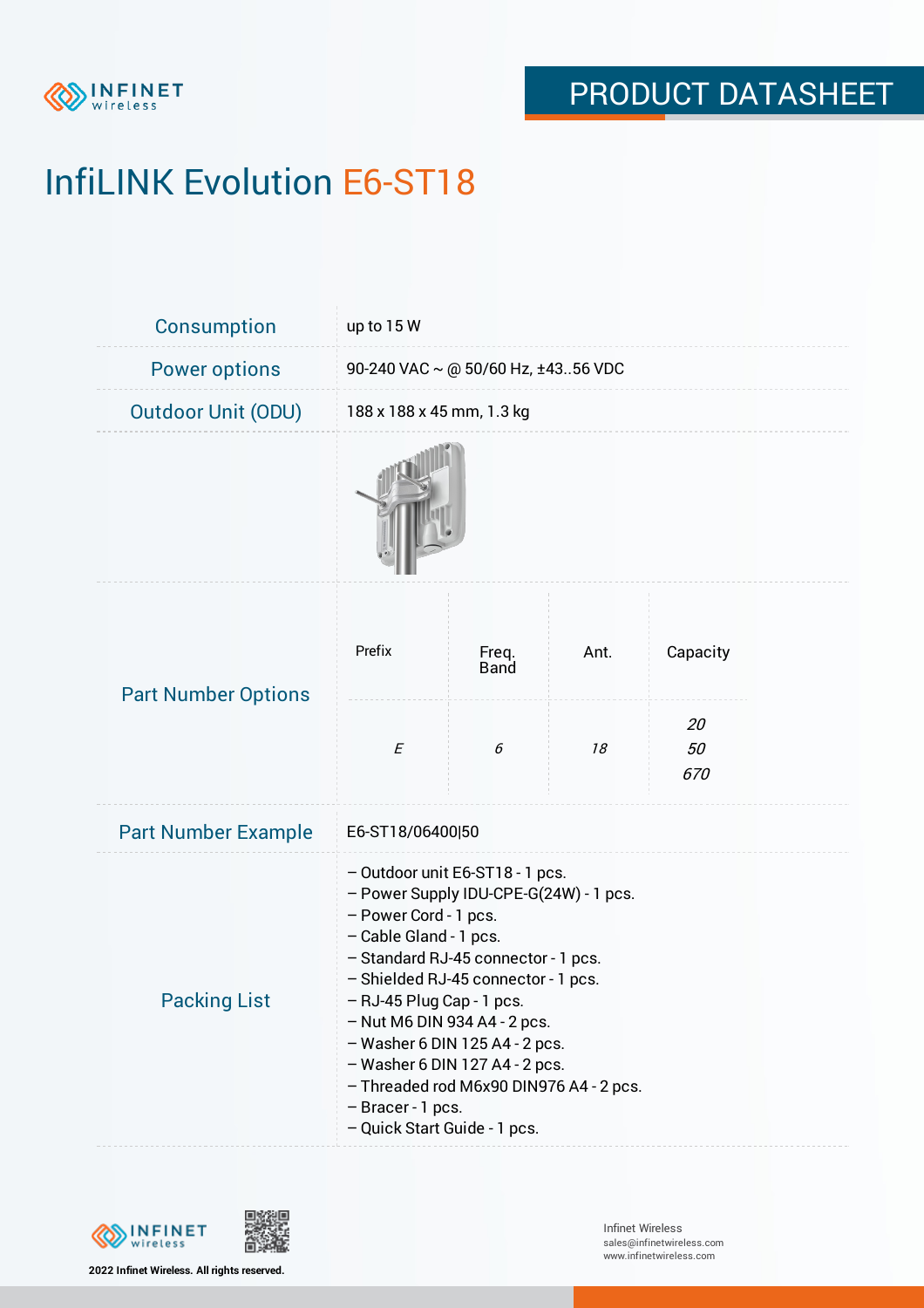# InfiLINK Evolution E6-ST18

| | |
|---|---|
| Consumption | up to 15 W |
| Power options | 90-240 VAC ~ @ 50/60 Hz, ±43..56 VDC |
| Outdoor Unit (ODU) | 188 x 188 x 45 mm, 1.3 kg |

**Part Number Options**

| Prefix | Freq. Band | Ant. | Capacity |
|---|---|---|---|
| *E* | *6* | *18* | *20*<br>*50*<br>*670* |

| | |
|---|---|
| Part Number Example | E6-ST18/06400\|50 |

**Packing List**

- Outdoor unit E6-ST18 - 1 pcs.
- Power Supply IDU-CPE-G(24W) - 1 pcs.
- Power Cord - 1 pcs.
- Cable Gland - 1 pcs.
- Standard RJ-45 connector - 1 pcs.
- Shielded RJ-45 connector - 1 pcs.
- RJ-45 Plug Cap - 1 pcs.
- Nut M6 DIN 934 A4 - 2 pcs.
- Washer 6 DIN 125 A4 - 2 pcs.
- Washer 6 DIN 127 A4 - 2 pcs.
- Threaded rod M6x90 DIN976 A4 - 2 pcs.
- Bracer - 1 pcs.
- Quick Start Guide - 1 pcs.

2022 Infinet Wireless. All rights reserved.

Infinet Wireless
sales@infinetwireless.com
www.infinetwireless.com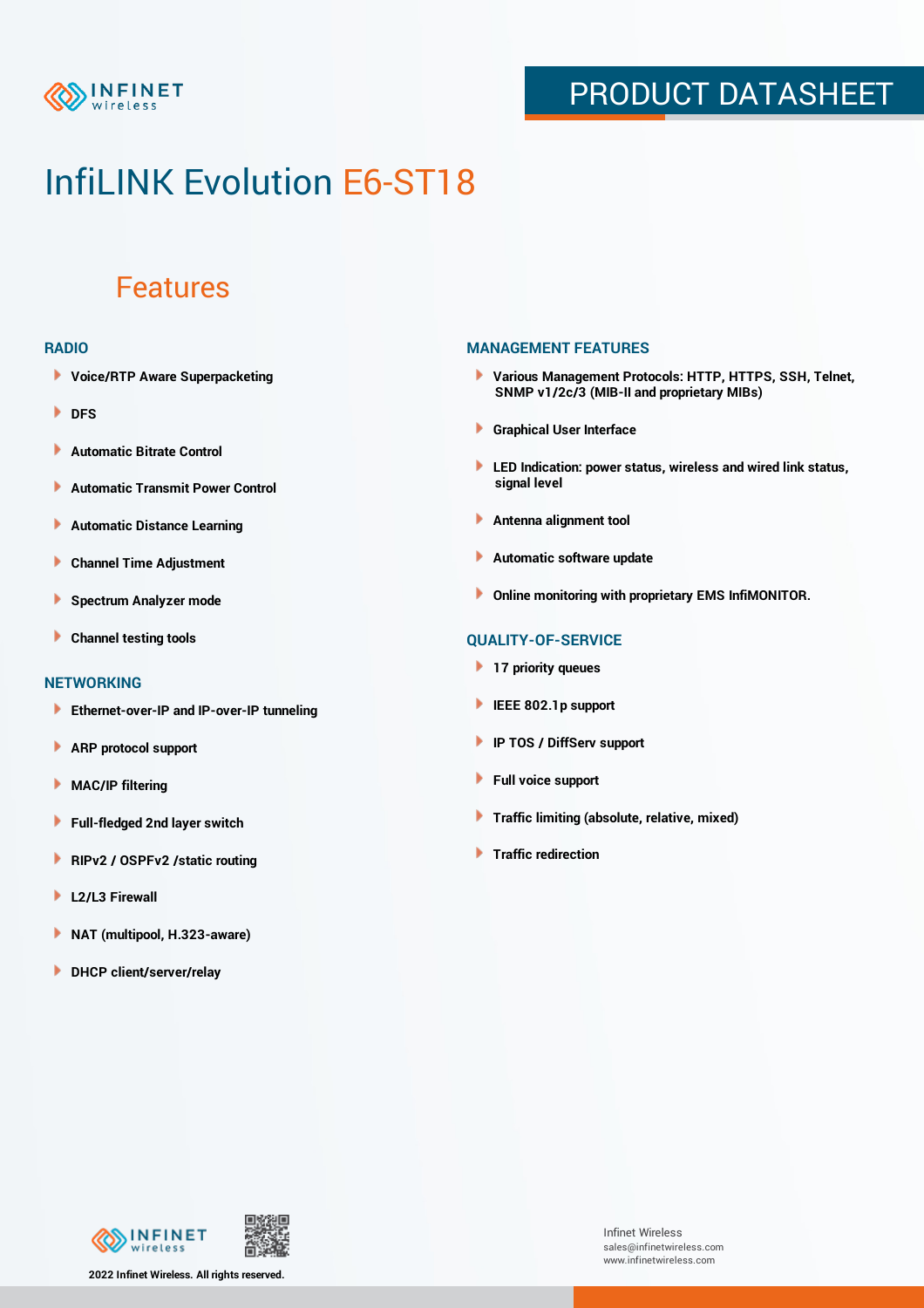# InfiLINK Evolution E6-ST18

## Features

### RADIO

- Voice/RTP Aware Superpacketing
- DFS
- Automatic Bitrate Control
- Automatic Transmit Power Control
- Automatic Distance Learning
- Channel Time Adjustment
- Spectrum Analyzer mode
- Channel testing tools

### NETWORKING

- Ethernet-over-IP and IP-over-IP tunneling
- ARP protocol support
- MAC/IP filtering
- Full-fledged 2nd layer switch
- RIPv2 / OSPFv2 /static routing
- L2/L3 Firewall
- NAT (multipool, H.323-aware)
- DHCP client/server/relay

### MANAGEMENT FEATURES

- Various Management Protocols: HTTP, HTTPS, SSH, Telnet, SNMP v1/2c/3 (MIB-II and proprietary MIBs)
- Graphical User Interface
- LED Indication: power status, wireless and wired link status, signal level
- Antenna alignment tool
- Automatic software update
- Online monitoring with proprietary EMS InfiMONITOR.

### QUALITY-OF-SERVICE

- 17 priority queues
- IEEE 802.1p support
- IP TOS / DiffServ support
- Full voice support
- Traffic limiting (absolute, relative, mixed)
- Traffic redirection

2022 Infinet Wireless. All rights reserved.

Infinet Wireless
sales@infinetwireless.com
www.infinetwireless.com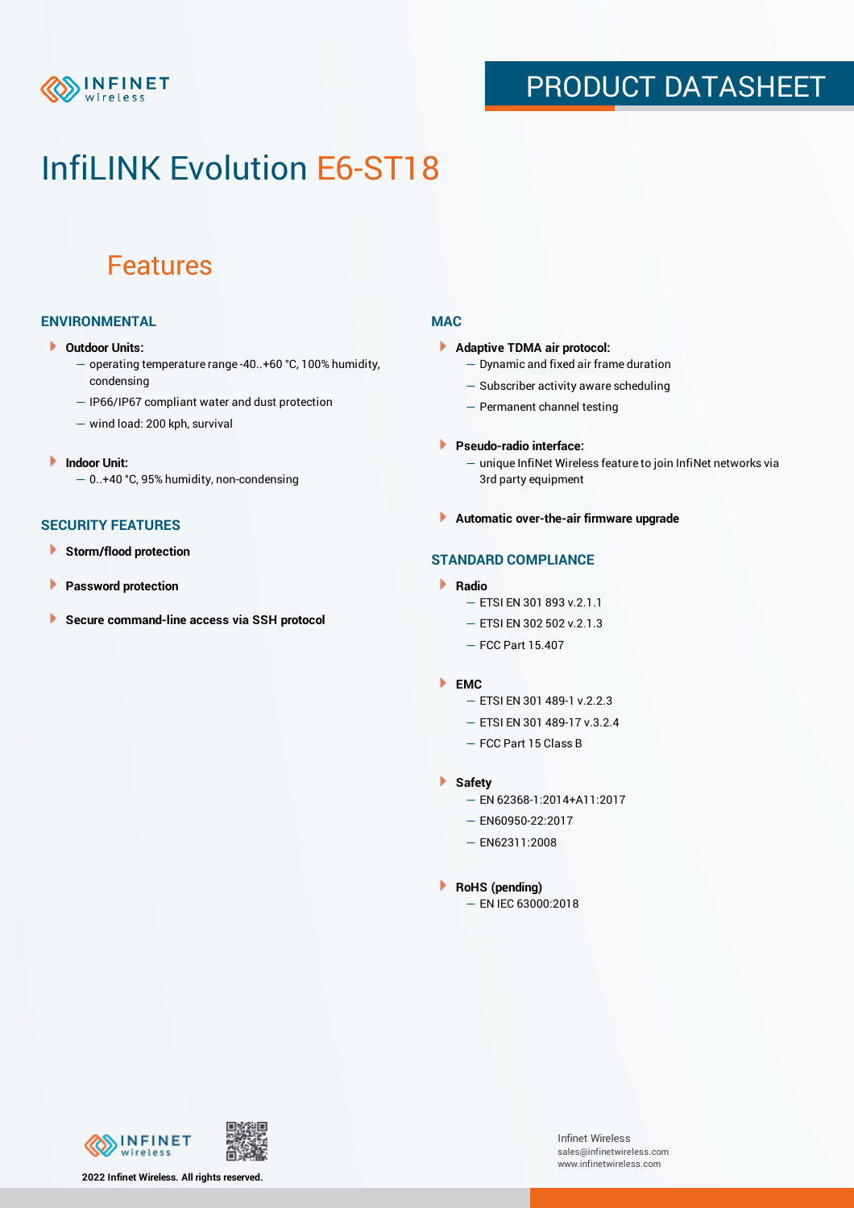# InfiLINK Evolution E6-ST18

## Features

### ENVIRONMENTAL

- **Outdoor Units:**
  - operating temperature range -40..+60 °C, 100% humidity, condensing
  - IP66/IP67 compliant water and dust protection
  - wind load: 200 kph, survival
- **Indoor Unit:**
  - 0..+40 °C, 95% humidity, non-condensing

### SECURITY FEATURES

- **Storm/flood protection**
- **Password protection**
- **Secure command-line access via SSH protocol**

### MAC

- **Adaptive TDMA air protocol:**
  - Dynamic and fixed air frame duration
  - Subscriber activity aware scheduling
  - Permanent channel testing
- **Pseudo-radio interface:**
  - unique InfiNet Wireless feature to join InfiNet networks via 3rd party equipment
- **Automatic over-the-air firmware upgrade**

### STANDARD COMPLIANCE

- **Radio**
  - ETSI EN 301 893 v.2.1.1
  - ETSI EN 302 502 v.2.1.3
  - FCC Part 15.407
- **EMC**
  - ETSI EN 301 489-1 v.2.2.3
  - ETSI EN 301 489-17 v.3.2.4
  - FCC Part 15 Class B
- **Safety**
  - EN 62368-1:2014+A11:2017
  - EN60950-22:2017
  - EN62311:2008
- **RoHS (pending)**
  - EN IEC 63000:2018

2022 Infinet Wireless. All rights reserved.

Infinet Wireless
sales@infinetwireless.com
www.infinetwireless.com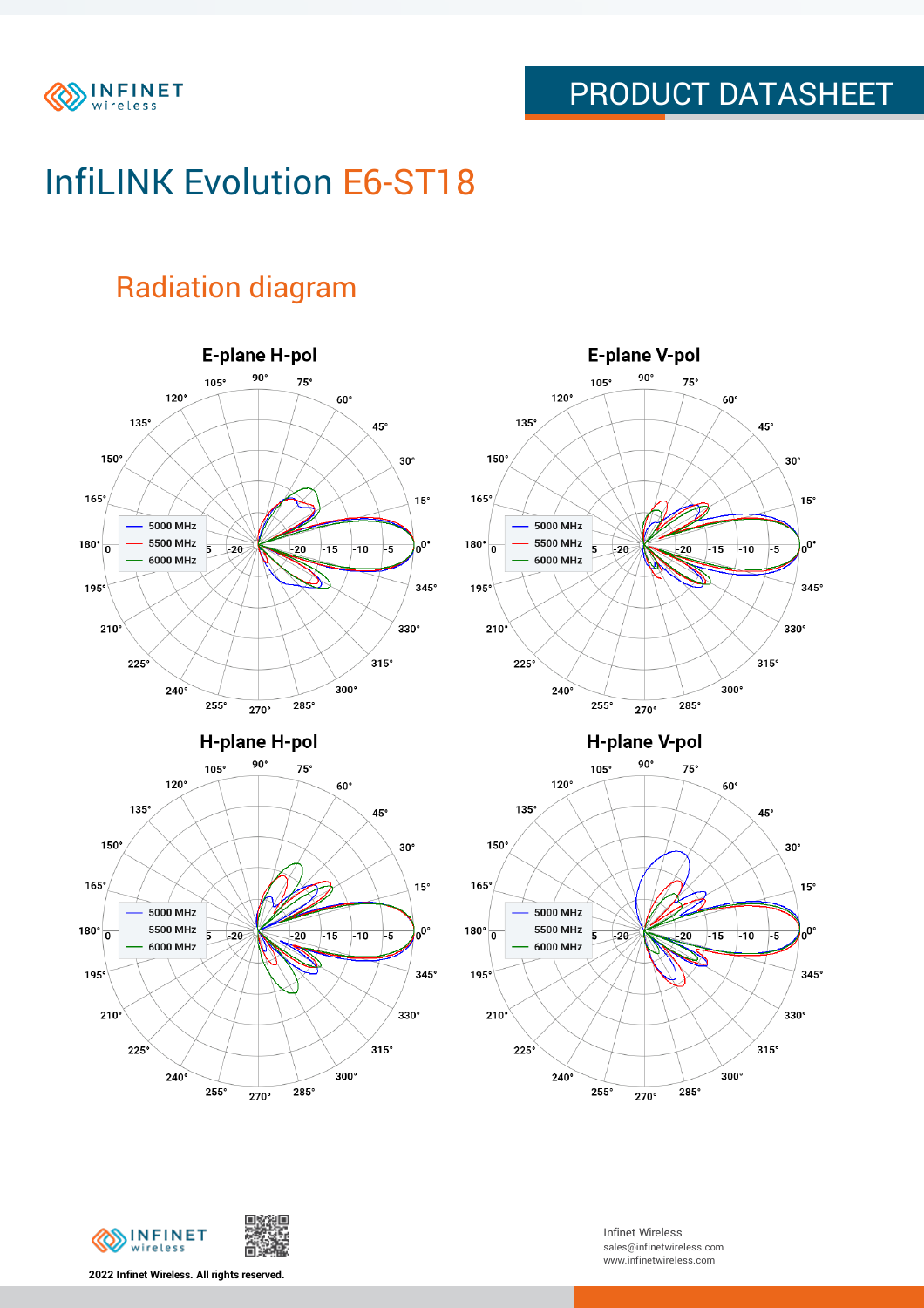# InfiLINK Evolution E6-ST18

## Radiation diagram

E-plane H-pol

90° 75° 60° 45° 30° 15° 0° 345° 330° 315° 300° 285° 270° 255° 240° 225° 210° 195° 180° 165° 150° 135° 120° 105°

0 -5 -10 -15 -20 -25 -20 -15 -10 -5 0

5000 MHz
5500 MHz
6000 MHz

E-plane V-pol

90° 75° 60° 45° 30° 15° 0° 345° 330° 315° 300° 285° 270° 255° 240° 225° 210° 195° 180° 165° 150° 135° 120° 105°

0 -5 -10 -15 -20 -25 -20 -15 -10 -5 0

5000 MHz
5500 MHz
6000 MHz

H-plane H-pol

90° 75° 60° 45° 30° 15° 0° 345° 330° 315° 300° 285° 270° 255° 240° 225° 210° 195° 180° 165° 150° 135° 120° 105°

0 -5 -10 -15 -20 -25 -20 -15 -10 -5 0

5000 MHz
5500 MHz
6000 MHz

H-plane V-pol

90° 75° 60° 45° 30° 15° 0° 345° 330° 315° 300° 285° 270° 255° 240° 225° 210° 195° 180° 165° 150° 135° 120° 105°

0 -5 -10 -15 -20 -25 -20 -15 -10 -5 0

5000 MHz
5500 MHz
6000 MHz

2022 Infinet Wireless. All rights reserved.

Infinet Wireless
sales@infinetwireless.com
www.infinetwireless.com